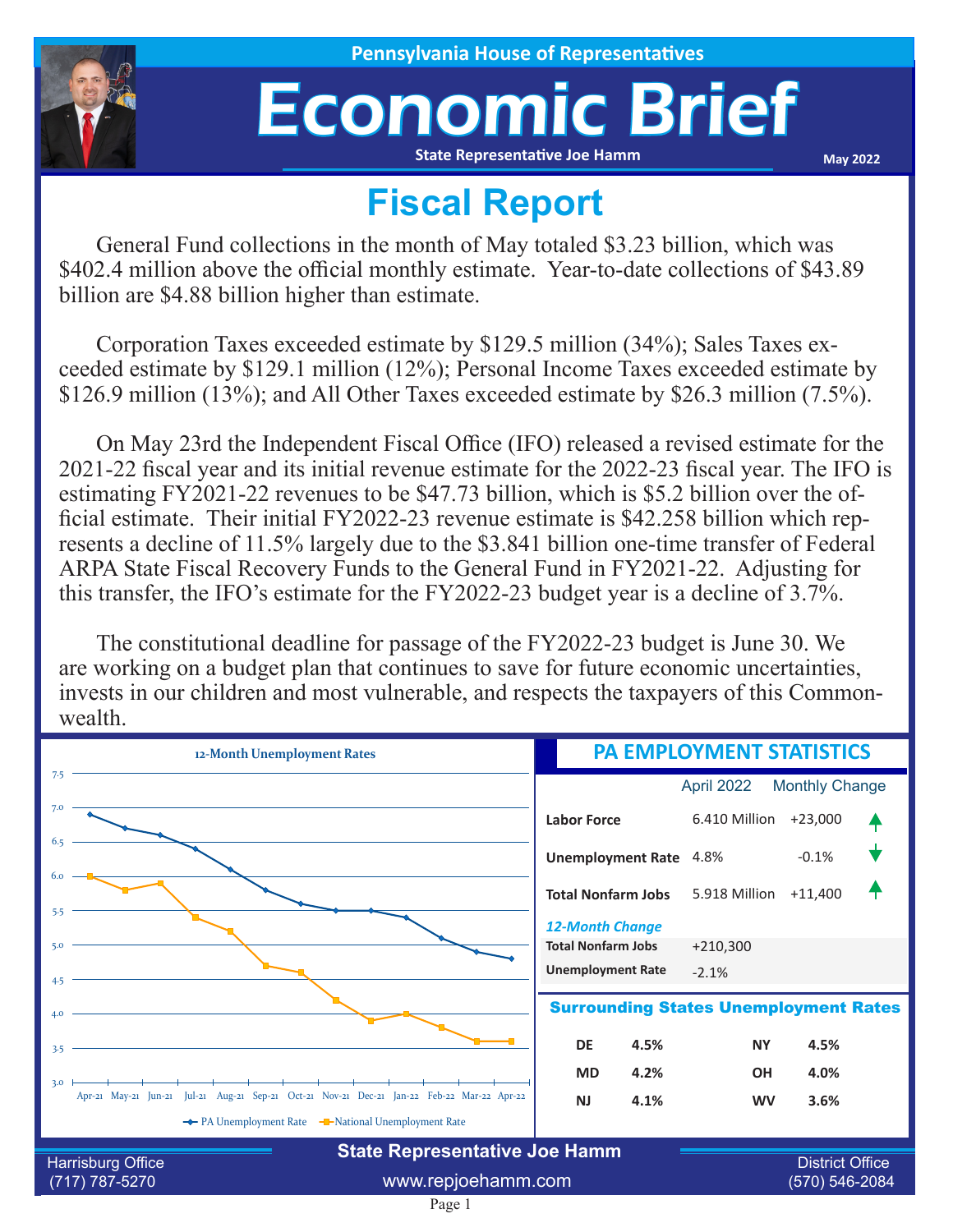Pennsylvania House of Representatives

# Economic Brief

State Representative Joe Hamm

May 2022

## Fiscal Report

General Fund collections in the month of May totaled $3.23 billion, which was $402.4 million above the official monthly estimate. Year-to-date collections of $43.89 billion are $4.88 billion higher than estimate.

Corporation Taxes exceeded estimate by $129.5 million (34%); Sales Taxes exceeded estimate by $129.1 million (12%); Personal Income Taxes exceeded estimate by $126.9 million (13%); and All Other Taxes exceeded estimate by $26.3 million (7.5%).

On May 23rd the Independent Fiscal Office (IFO) released a revised estimate for the 2021-22 fiscal year and its initial revenue estimate for the 2022-23 fiscal year. The IFO is estimating FY2021-22 revenues to be $47.73 billion, which is $5.2 billion over the official estimate. Their initial FY2022-23 revenue estimate is $42.258 billion which represents a decline of 11.5% largely due to the $3.841 billion one-time transfer of Federal ARPA State Fiscal Recovery Funds to the General Fund in FY2021-22. Adjusting for this transfer, the IFO's estimate for the FY2022-23 budget year is a decline of 3.7%.

The constitutional deadline for passage of the FY2022-23 budget is June 30. We are working on a budget plan that continues to save for future economic uncertainties, invests in our children and most vulnerable, and respects the taxpayers of this Commonwealth.

### 12-Month Unemployment Rates

| Month | PA Unemployment Rate | National Unemployment Rate |
|---|---|---|
| Apr-21 | 6.9 | 6.0 |
| May-21 | 6.7 | 5.8 |
| Jun-21 | 6.6 | 5.9 |
| Jul-21 | 6.4 | 5.4 |
| Aug-21 | 6.1 | 5.2 |
| Sep-21 | 5.8 | 4.7 |
| Oct-21 | 5.6 | 4.6 |
| Nov-21 | 5.5 | 4.2 |
| Dec-21 | 5.5 | 3.9 |
| Jan-22 | 5.4 | 4.0 |
| Feb-22 | 5.1 | 3.8 |
| Mar-22 | 4.9 | 3.6 |
| Apr-22 | 4.8 | 3.6 |

### PA EMPLOYMENT STATISTICS

| | April 2022 | Monthly Change |
|---|---|---|
| Labor Force | 6.410 Million | +23,000 ↑ |
| Unemployment Rate | 4.8% | -0.1% ↓ |
| Total Nonfarm Jobs | 5.918 Million | +11,400 ↑ |

*12-Month Change*

| | |
|---|---|
| Total Nonfarm Jobs | +210,300 |
| Unemployment Rate | -2.1% |

### Surrounding States Unemployment Rates

| State | Rate | State | Rate |
|---|---|---|---|
| DE | 4.5% | NY | 4.5% |
| MD | 4.2% | OH | 4.0% |
| NJ | 4.1% | WV | 3.6% |

State Representative Joe Hamm

Harrisburg Office (717) 787-5270 | www.repjoehamm.com | District Office (570) 546-2084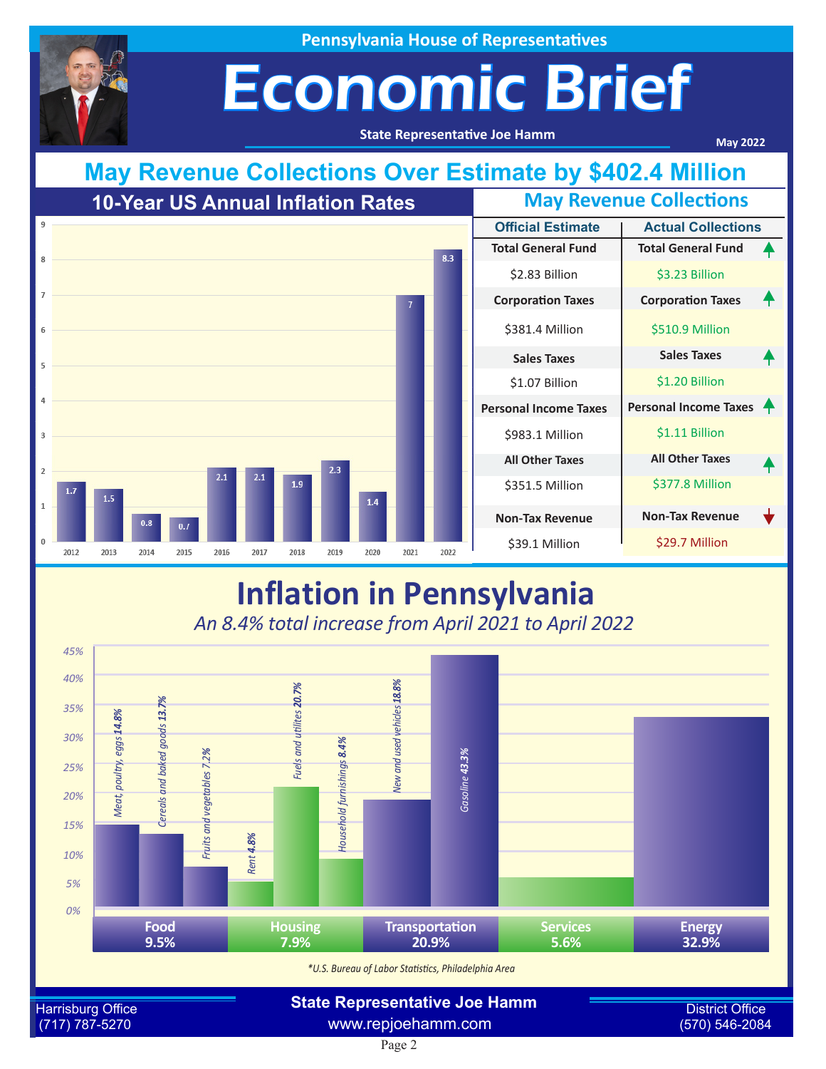Pennsylvania House of Representatives

# Economic Brief

State Representative Joe Hamm

May 2022

## May Revenue Collections Over Estimate by $402.4 Million

### 10-Year US Annual Inflation Rates

9
8
7
6
5
4
3
2
1
0

1.7 1.5 0.8 0.7 2.1 2.1 1.9 2.3 1.4 7 8.3

2012 2013 2014 2015 2016 2017 2018 2019 2020 2021 2022

### May Revenue Collections

| Official Estimate | Actual Collections |
|---|---|
| **Total General Fund** | **Total General Fund** ▲ |
| $2.83 Billion | $3.23 Billion |
| **Corporation Taxes** | **Corporation Taxes** ▲ |
| $381.4 Million | $510.9 Million |
| **Sales Taxes** | **Sales Taxes** ▲ |
| $1.07 Billion | $1.20 Billion |
| **Personal Income Taxes** | **Personal Income Taxes** ▲ |
| $983.1 Million | $1.11 Billion |
| **All Other Taxes** | **All Other Taxes** ▲ |
| $351.5 Million | $377.8 Million |
| **Non-Tax Revenue** | **Non-Tax Revenue** ▼ |
| $39.1 Million | $29.7 Million |

## Inflation in Pennsylvania

*An 8.4% total increase from April 2021 to April 2022*

45%
40%
35%
30%
25%
20%
15%
10%
5%
0%

*Meat, poultry, eggs* ***14.8%***
*Cereals and baked goods* ***13.7%***
*Fruits and vegetables 7.2%*
*Rent* ***4.8%***
*Fuels and utilites* ***20.7%***
*Household furnishings* ***8.4%***
*New and used vehicles* ***18.8%***
*Gasoline* ***43.3%***

**Food** 9.5%
**Housing** 7.9%
**Transportation** 20.9%
**Services** 5.6%
**Energy** 32.9%

*\*U.S. Bureau of Labor Statistics, Philadelphia Area*

Harrisburg Office (717) 787-5270

**State Representative Joe Hamm**
www.repjoehamm.com

District Office (570) 546-2084